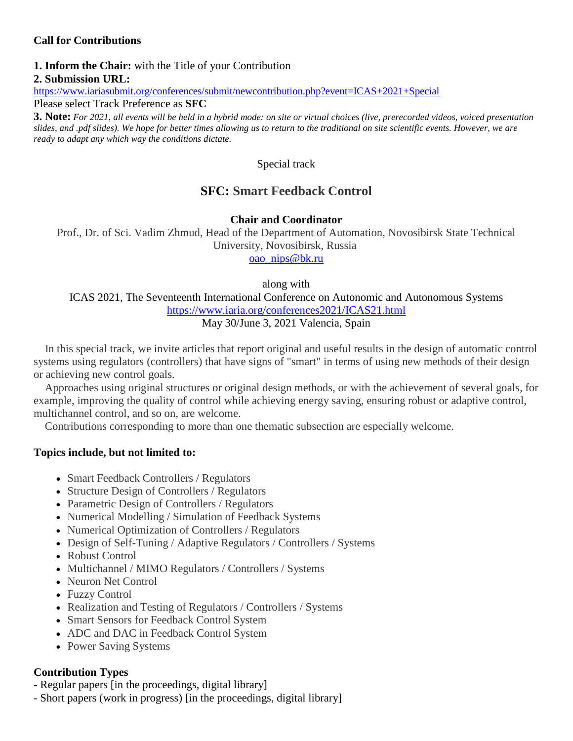**Call for Contributions**

**1. Inform the Chair:** with the Title of your Contribution
**2. Submission URL:**
https://www.iariasubmit.org/conferences/submit/newcontribution.php?event=ICAS+2021+Special
Please select Track Preference as **SFC**
**3. Note:** *For 2021, all events will be held in a hybrid mode: on site or virtual choices (live, prerecorded videos, voiced presentation slides, and .pdf slides). We hope for better times allowing us to return to the traditional on site scientific events. However, we are ready to adapt any which way the conditions dictate.*

Special track

## SFC: Smart Feedback Control

**Chair and Coordinator**

Prof., Dr. of Sci. Vadim Zhmud, Head of the Department of Automation, Novosibirsk State Technical University, Novosibirsk, Russia
oao_nips@bk.ru

along with
ICAS 2021, The Seventeenth International Conference on Autonomic and Autonomous Systems
https://www.iaria.org/conferences2021/ICAS21.html
May 30/June 3, 2021 Valencia, Spain

In this special track, we invite articles that report original and useful results in the design of automatic control systems using regulators (controllers) that have signs of "smart" in terms of using new methods of their design or achieving new control goals.

Approaches using original structures or original design methods, or with the achievement of several goals, for example, improving the quality of control while achieving energy saving, ensuring robust or adaptive control, multichannel control, and so on, are welcome.

Contributions corresponding to more than one thematic subsection are especially welcome.

### Topics include, but not limited to:

- Smart Feedback Controllers / Regulators
- Structure Design of Controllers / Regulators
- Parametric Design of Controllers / Regulators
- Numerical Modelling / Simulation of Feedback Systems
- Numerical Optimization of Controllers / Regulators
- Design of Self-Tuning / Adaptive Regulators / Controllers / Systems
- Robust Control
- Multichannel / MIMO Regulators / Controllers / Systems
- Neuron Net Control
- Fuzzy Control
- Realization and Testing of Regulators / Controllers / Systems
- Smart Sensors for Feedback Control System
- ADC and DAC in Feedback Control System
- Power Saving Systems

### Contribution Types

- Regular papers [in the proceedings, digital library]
- Short papers (work in progress) [in the proceedings, digital library]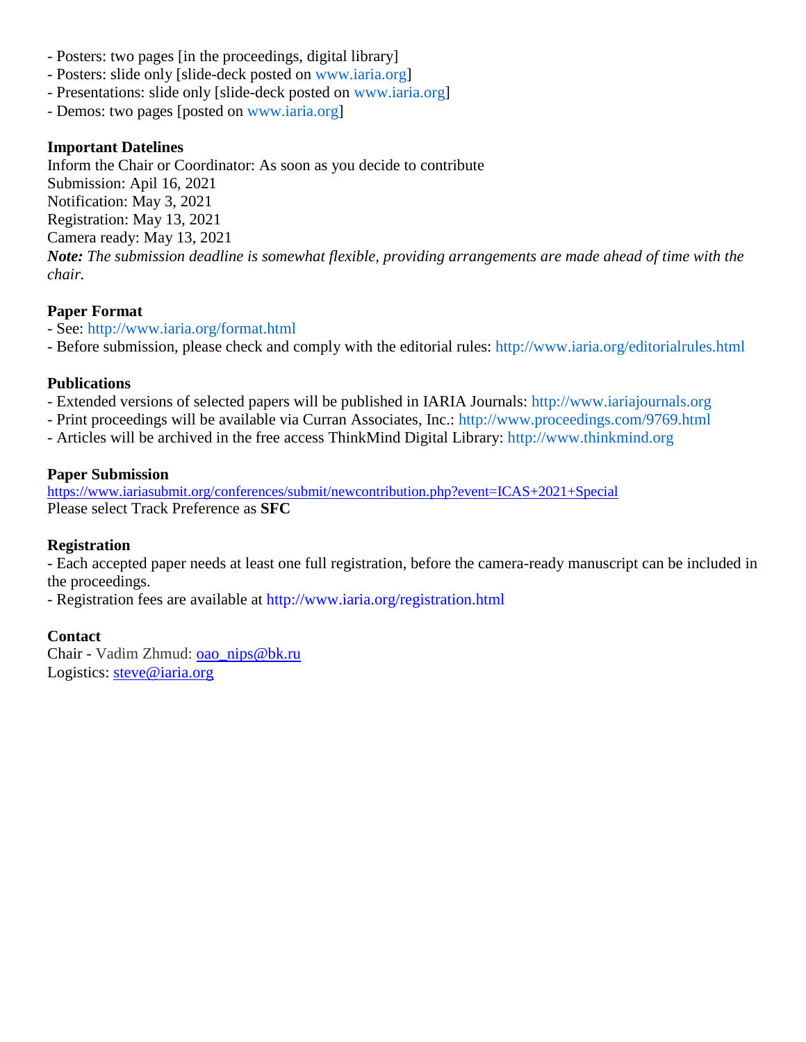- Posters: two pages [in the proceedings, digital library]
- Posters: slide only [slide-deck posted on www.iaria.org]
- Presentations: slide only [slide-deck posted on www.iaria.org]
- Demos: two pages [posted on www.iaria.org]

**Important Datelines**

Inform the Chair or Coordinator: As soon as you decide to contribute  
Submission: April 16, 2021  
Notification: May 3, 2021  
Registration: May 13, 2021  
Camera ready: May 13, 2021  
***Note:*** *The submission deadline is somewhat flexible, providing arrangements are made ahead of time with the chair.*

**Paper Format**

- See: http://www.iaria.org/format.html
- Before submission, please check and comply with the editorial rules: http://www.iaria.org/editorialrules.html

**Publications**

- Extended versions of selected papers will be published in IARIA Journals: http://www.iariajournals.org
- Print proceedings will be available via Curran Associates, Inc.: http://www.proceedings.com/9769.html
- Articles will be archived in the free access ThinkMind Digital Library: http://www.thinkmind.org

**Paper Submission**

https://www.iariasubmit.org/conferences/submit/newcontribution.php?event=ICAS+2021+Special  
Please select Track Preference as **SFC**

**Registration**

- Each accepted paper needs at least one full registration, before the camera-ready manuscript can be included in the proceedings.
- Registration fees are available at http://www.iaria.org/registration.html

**Contact**

Chair - Vadim Zhmud: oao_nips@bk.ru  
Logistics: steve@iaria.org